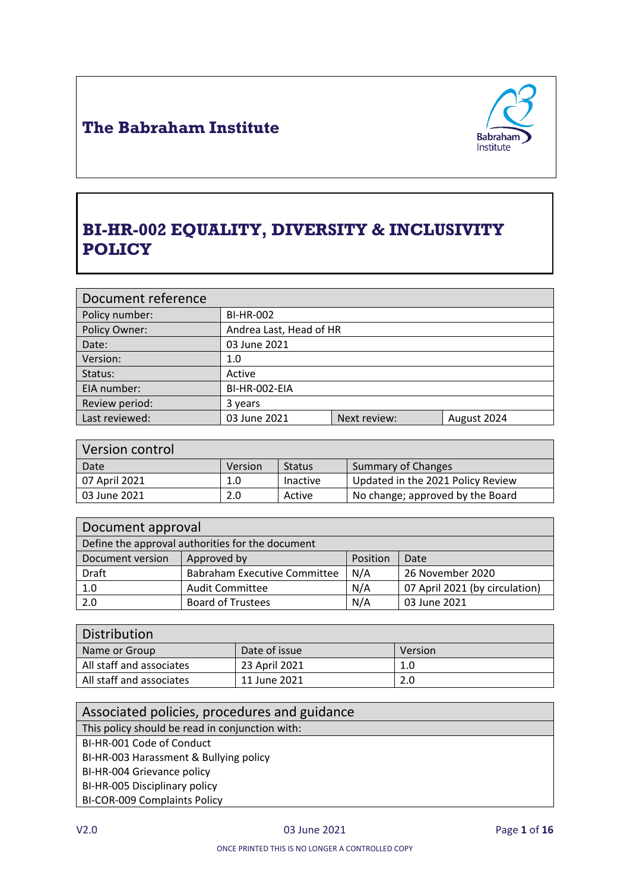# The Babraham Institute

# BI-HR-002 EQUALITY, DIVERSITY & INCLUSIVITY POLICY

| Document reference | | | |
|---|---|---|---|
| Policy number: | BI-HR-002 | | |
| Policy Owner: | Andrea Last, Head of HR | | |
| Date: | 03 June 2021 | | |
| Version: | 1.0 | | |
| Status: | Active | | |
| EIA number: | BI-HR-002-EIA | | |
| Review period: | 3 years | | |
| Last reviewed: | 03 June 2021 | Next review: | August 2024 |

| Version control | | | |
|---|---|---|---|
| Date | Version | Status | Summary of Changes |
| 07 April 2021 | 1.0 | Inactive | Updated in the 2021 Policy Review |
| 03 June 2021 | 2.0 | Active | No change; approved by the Board |

| Document approval | | | |
|---|---|---|---|
| Define the approval authorities for the document | | | |
| Document version | Approved by | Position | Date |
| Draft | Babraham Executive Committee | N/A | 26 November 2020 |
| 1.0 | Audit Committee | N/A | 07 April 2021 (by circulation) |
| 2.0 | Board of Trustees | N/A | 03 June 2021 |

| Distribution | | |
|---|---|---|
| Name or Group | Date of issue | Version |
| All staff and associates | 23 April 2021 | 1.0 |
| All staff and associates | 11 June 2021 | 2.0 |

| Associated policies, procedures and guidance |
|---|
| This policy should be read in conjunction with: |
| BI-HR-001 Code of Conduct<br>BI-HR-003 Harassment & Bullying policy<br>BI-HR-004 Grievance policy<br>BI-HR-005 Disciplinary policy<br>BI-COR-009 Complaints Policy |

ONCE PRINTED THIS IS NO LONGER A CONTROLLED COPY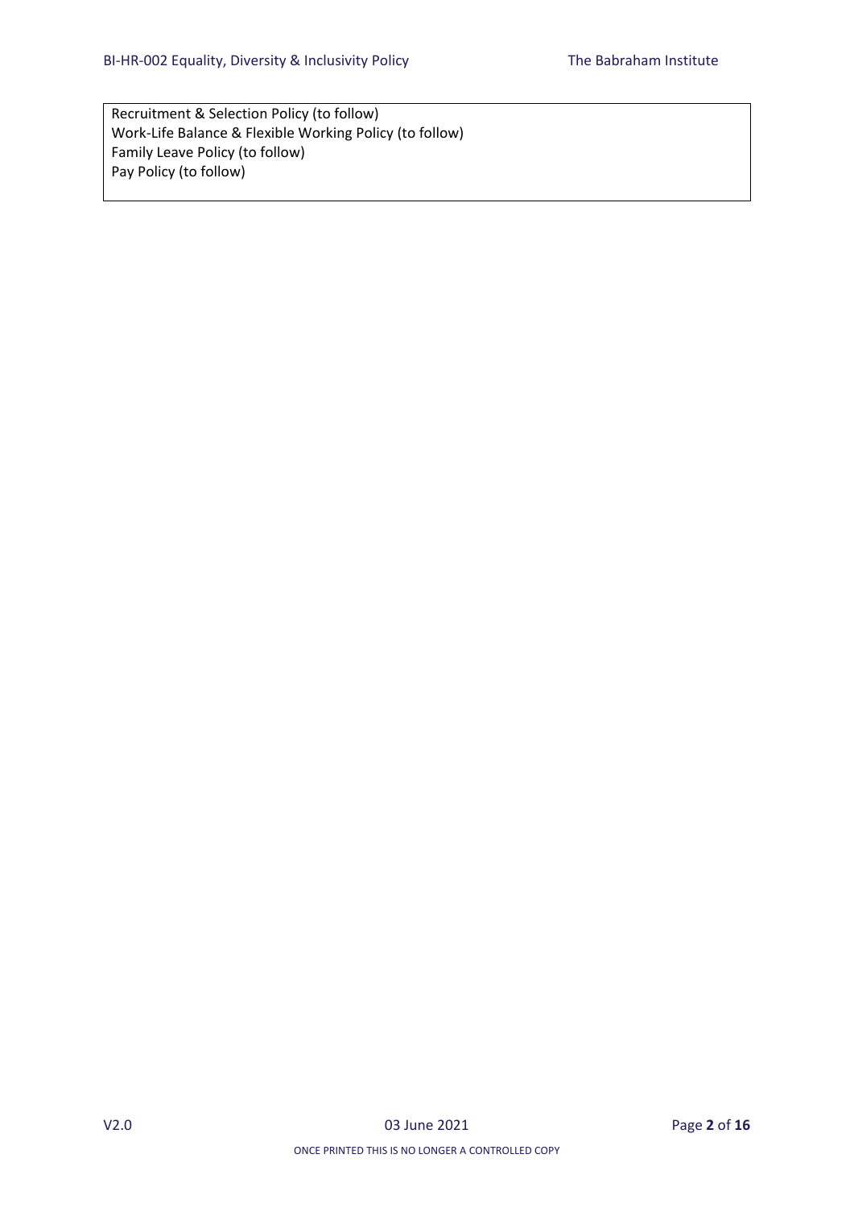Recruitment & Selection Policy (to follow)
Work-Life Balance & Flexible Working Policy (to follow)
Family Leave Policy (to follow)
Pay Policy (to follow)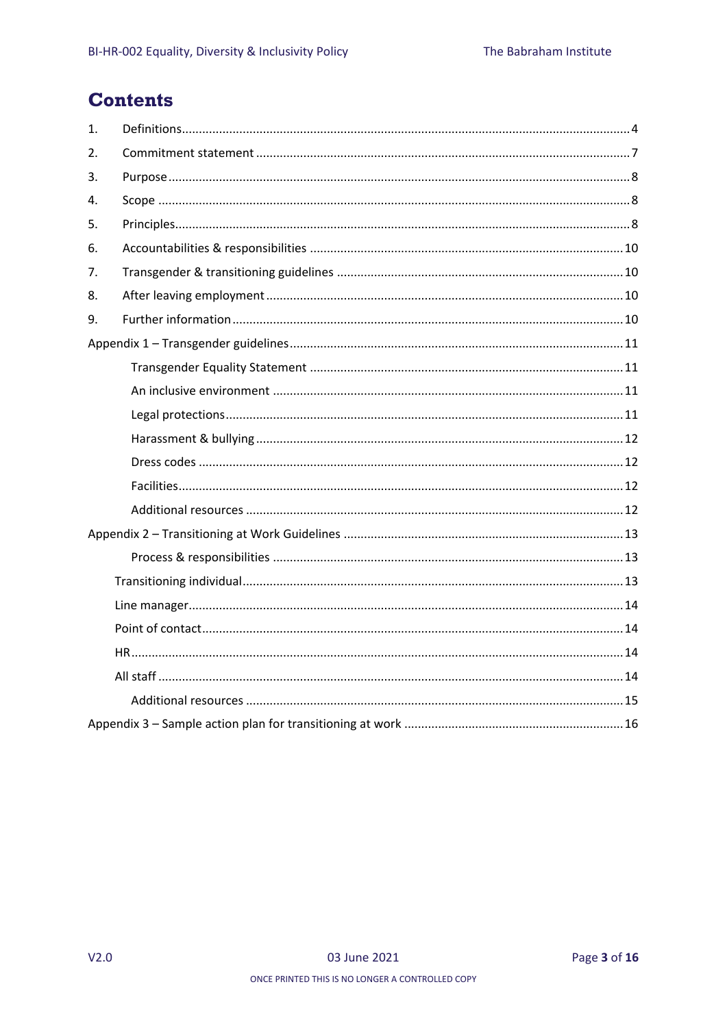# Contents

1. Definitions ... 4
2. Commitment statement ... 7
3. Purpose ... 8
4. Scope ... 8
5. Principles ... 8
6. Accountabilities & responsibilities ... 10
7. Transgender & transitioning guidelines ... 10
8. After leaving employment ... 10
9. Further information ... 10

Appendix 1 – Transgender guidelines ... 11

- Transgender Equality Statement ... 11
- An inclusive environment ... 11
- Legal protections ... 11
- Harassment & bullying ... 12
- Dress codes ... 12
- Facilities ... 12
- Additional resources ... 12

Appendix 2 – Transitioning at Work Guidelines ... 13

- Process & responsibilities ... 13
- Transitioning individual ... 13
- Line manager ... 14
- Point of contact ... 14
- HR ... 14
- All staff ... 14
- Additional resources ... 15

Appendix 3 – Sample action plan for transitioning at work ... 16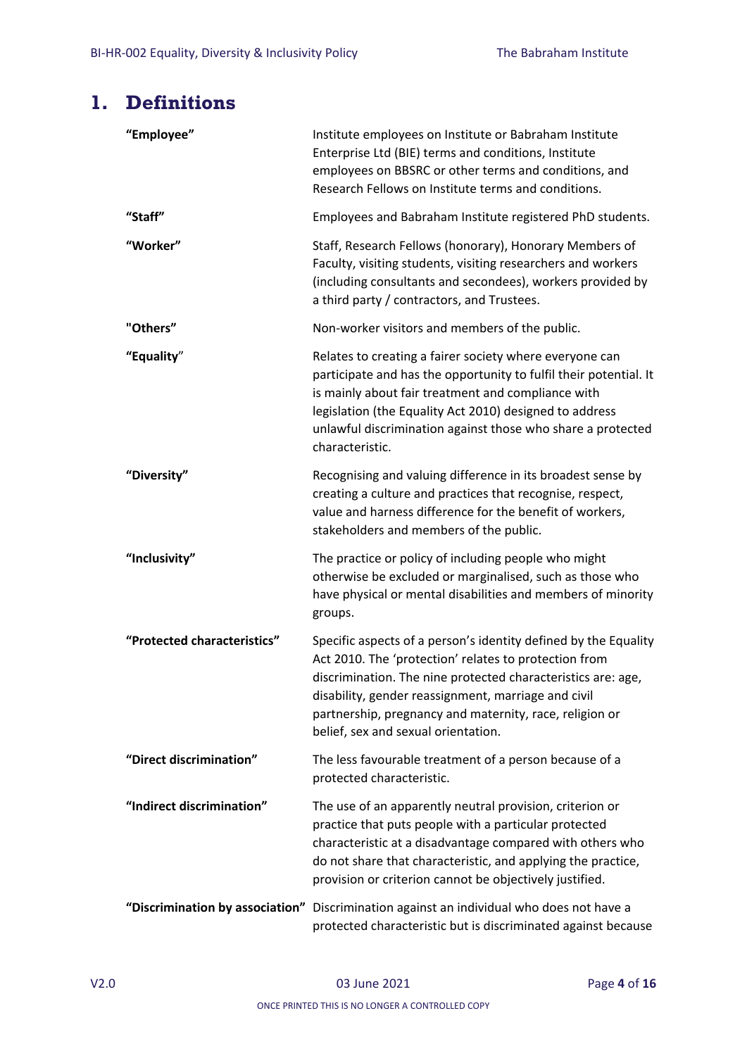# 1. Definitions

| | |
|---|---|
| **"Employee"** | Institute employees on Institute or Babraham Institute Enterprise Ltd (BIE) terms and conditions, Institute employees on BBSRC or other terms and conditions, and Research Fellows on Institute terms and conditions. |
| **"Staff"** | Employees and Babraham Institute registered PhD students. |
| **"Worker"** | Staff, Research Fellows (honorary), Honorary Members of Faculty, visiting students, visiting researchers and workers (including consultants and secondees), workers provided by a third party / contractors, and Trustees. |
| **"Others"** | Non-worker visitors and members of the public. |
| **"Equality"** | Relates to creating a fairer society where everyone can participate and has the opportunity to fulfil their potential. It is mainly about fair treatment and compliance with legislation (the Equality Act 2010) designed to address unlawful discrimination against those who share a protected characteristic. |
| **"Diversity"** | Recognising and valuing difference in its broadest sense by creating a culture and practices that recognise, respect, value and harness difference for the benefit of workers, stakeholders and members of the public. |
| **"Inclusivity"** | The practice or policy of including people who might otherwise be excluded or marginalised, such as those who have physical or mental disabilities and members of minority groups. |
| **"Protected characteristics"** | Specific aspects of a person's identity defined by the Equality Act 2010. The 'protection' relates to protection from discrimination. The nine protected characteristics are: age, disability, gender reassignment, marriage and civil partnership, pregnancy and maternity, race, religion or belief, sex and sexual orientation. |
| **"Direct discrimination"** | The less favourable treatment of a person because of a protected characteristic. |
| **"Indirect discrimination"** | The use of an apparently neutral provision, criterion or practice that puts people with a particular protected characteristic at a disadvantage compared with others who do not share that characteristic, and applying the practice, provision or criterion cannot be objectively justified. |
| **"Discrimination by association"** | Discrimination against an individual who does not have a protected characteristic but is discriminated against because |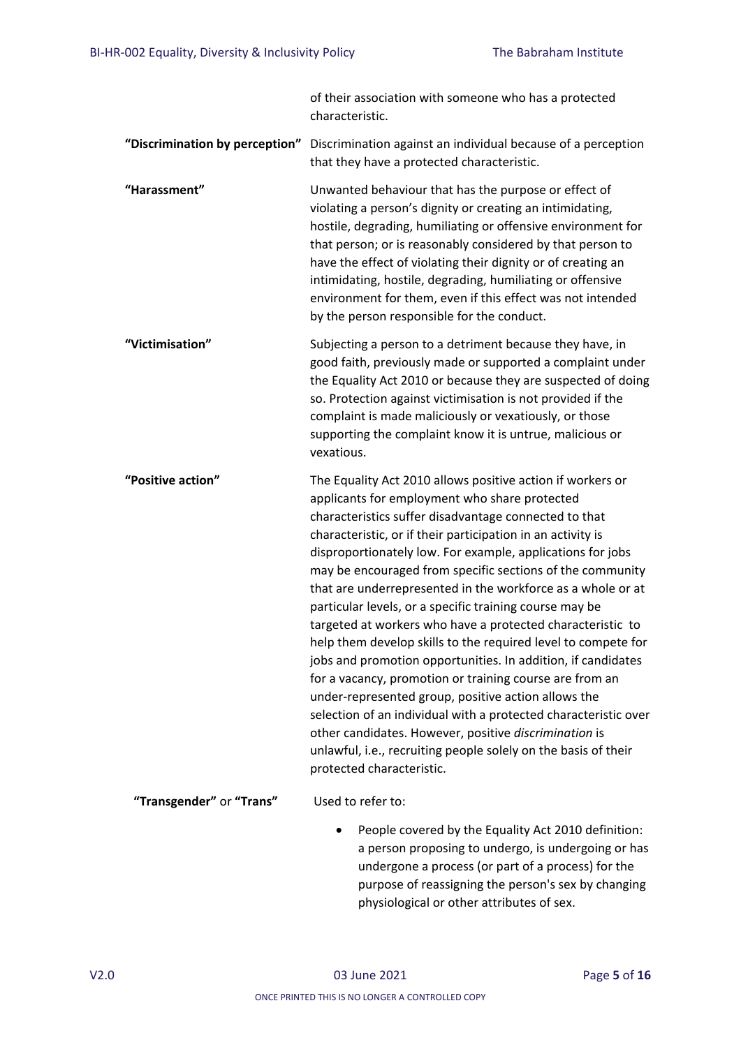of their association with someone who has a protected characteristic.

| | |
|---|---|
| **"Discrimination by perception"** | Discrimination against an individual because of a perception that they have a protected characteristic. |
| **"Harassment"** | Unwanted behaviour that has the purpose or effect of violating a person's dignity or creating an intimidating, hostile, degrading, humiliating or offensive environment for that person; or is reasonably considered by that person to have the effect of violating their dignity or of creating an intimidating, hostile, degrading, humiliating or offensive environment for them, even if this effect was not intended by the person responsible for the conduct. |
| **"Victimisation"** | Subjecting a person to a detriment because they have, in good faith, previously made or supported a complaint under the Equality Act 2010 or because they are suspected of doing so. Protection against victimisation is not provided if the complaint is made maliciously or vexatiously, or those supporting the complaint know it is untrue, malicious or vexatious. |
| **"Positive action"** | The Equality Act 2010 allows positive action if workers or applicants for employment who share protected characteristics suffer disadvantage connected to that characteristic, or if their participation in an activity is disproportionately low. For example, applications for jobs may be encouraged from specific sections of the community that are underrepresented in the workforce as a whole or at particular levels, or a specific training course may be targeted at workers who have a protected characteristic to help them develop skills to the required level to compete for jobs and promotion opportunities. In addition, if candidates for a vacancy, promotion or training course are from an under-represented group, positive action allows the selection of an individual with a protected characteristic over other candidates. However, positive *discrimination* is unlawful, i.e., recruiting people solely on the basis of their protected characteristic. |
| **"Transgender"** or **"Trans"** | Used to refer to: <br>• People covered by the Equality Act 2010 definition: a person proposing to undergo, is undergoing or has undergone a process (or part of a process) for the purpose of reassigning the person's sex by changing physiological or other attributes of sex. |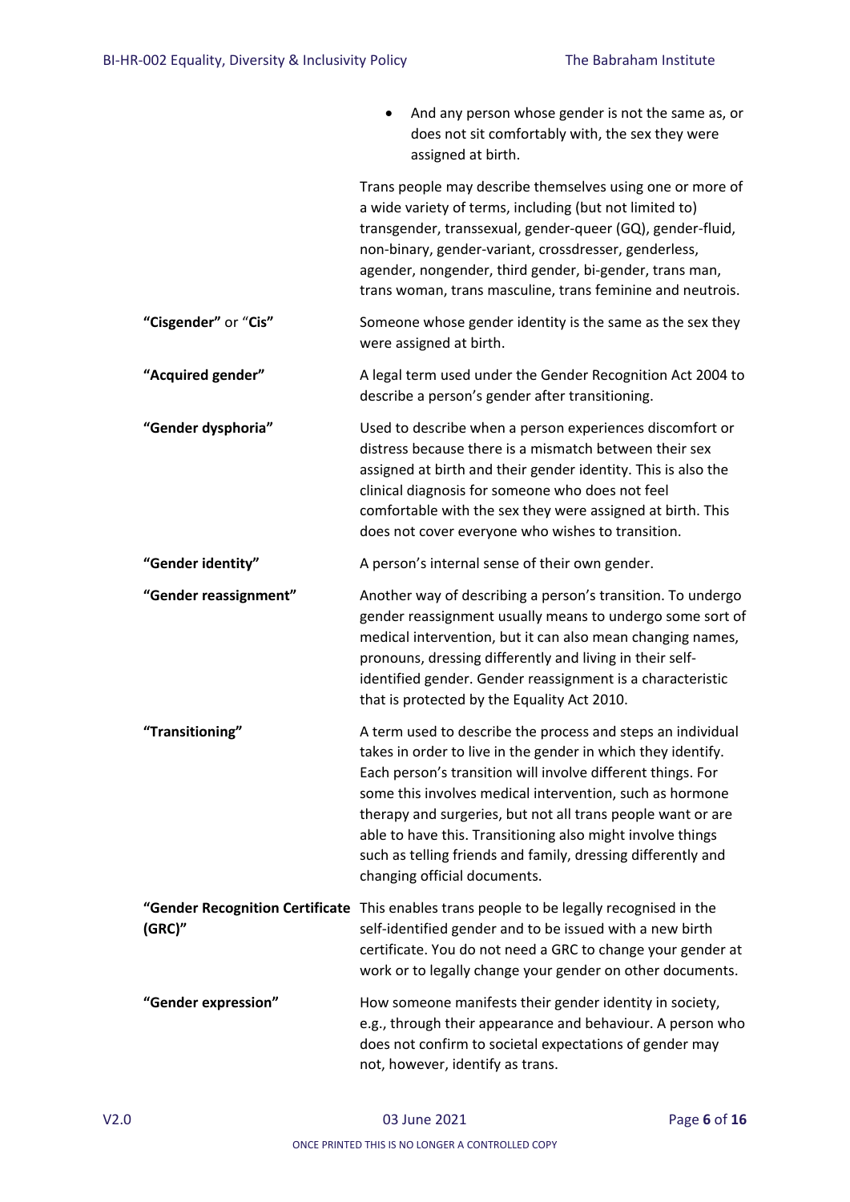|  |  |
|---|---|
|  | • And any person whose gender is not the same as, or does not sit comfortably with, the sex they were assigned at birth.<br><br>Trans people may describe themselves using one or more of a wide variety of terms, including (but not limited to) transgender, transsexual, gender-queer (GQ), gender-fluid, non-binary, gender-variant, crossdresser, genderless, agender, nongender, third gender, bi-gender, trans man, trans woman, trans masculine, trans feminine and neutrois. |
| **“Cisgender”** or “**Cis”** | Someone whose gender identity is the same as the sex they were assigned at birth. |
| **“Acquired gender”** | A legal term used under the Gender Recognition Act 2004 to describe a person’s gender after transitioning. |
| **“Gender dysphoria”** | Used to describe when a person experiences discomfort or distress because there is a mismatch between their sex assigned at birth and their gender identity. This is also the clinical diagnosis for someone who does not feel comfortable with the sex they were assigned at birth. This does not cover everyone who wishes to transition. |
| **“Gender identity”** | A person’s internal sense of their own gender. |
| **“Gender reassignment”** | Another way of describing a person’s transition. To undergo gender reassignment usually means to undergo some sort of medical intervention, but it can also mean changing names, pronouns, dressing differently and living in their self-identified gender. Gender reassignment is a characteristic that is protected by the Equality Act 2010. |
| **“Transitioning”** | A term used to describe the process and steps an individual takes in order to live in the gender in which they identify. Each person’s transition will involve different things. For some this involves medical intervention, such as hormone therapy and surgeries, but not all trans people want or are able to have this. Transitioning also might involve things such as telling friends and family, dressing differently and changing official documents. |
| **“Gender Recognition Certificate (GRC)”** | This enables trans people to be legally recognised in the self-identified gender and to be issued with a new birth certificate. You do not need a GRC to change your gender at work or to legally change your gender on other documents. |
| **“Gender expression”** | How someone manifests their gender identity in society, e.g., through their appearance and behaviour. A person who does not confirm to societal expectations of gender may not, however, identify as trans. |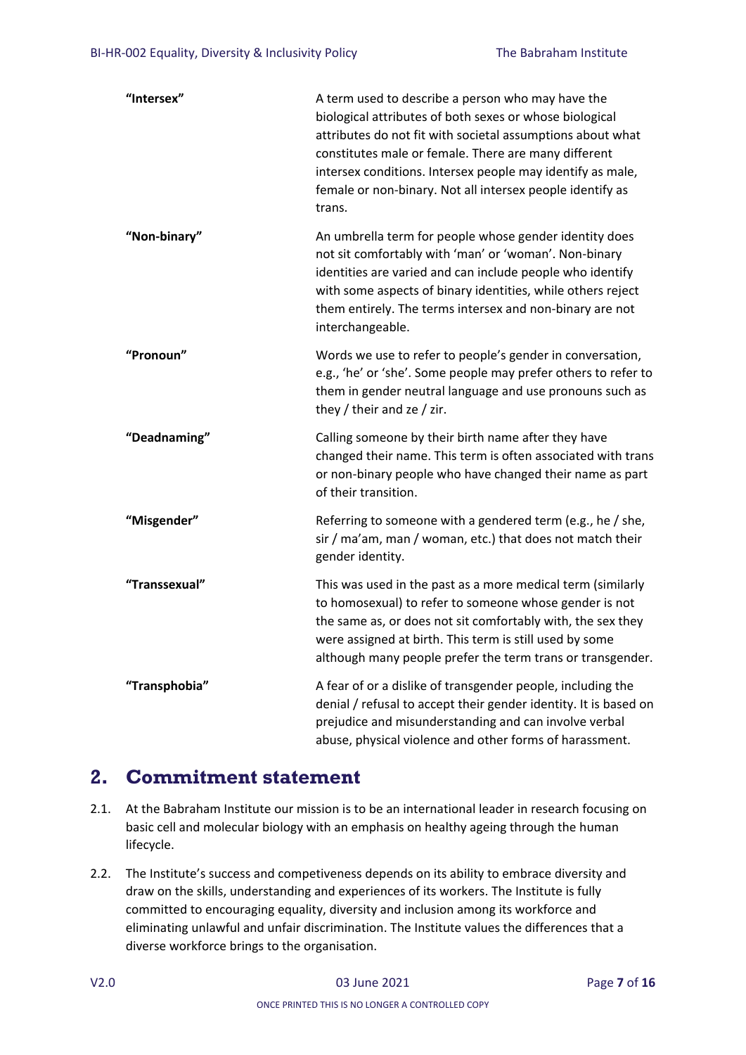| | |
|---|---|
| **"Intersex"** | A term used to describe a person who may have the biological attributes of both sexes or whose biological attributes do not fit with societal assumptions about what constitutes male or female. There are many different intersex conditions. Intersex people may identify as male, female or non-binary. Not all intersex people identify as trans. |
| **"Non-binary"** | An umbrella term for people whose gender identity does not sit comfortably with 'man' or 'woman'. Non-binary identities are varied and can include people who identify with some aspects of binary identities, while others reject them entirely. The terms intersex and non-binary are not interchangeable. |
| **"Pronoun"** | Words we use to refer to people's gender in conversation, e.g., 'he' or 'she'. Some people may prefer others to refer to them in gender neutral language and use pronouns such as they / their and ze / zir. |
| **"Deadnaming"** | Calling someone by their birth name after they have changed their name. This term is often associated with trans or non-binary people who have changed their name as part of their transition. |
| **"Misgender"** | Referring to someone with a gendered term (e.g., he / she, sir / ma'am, man / woman, etc.) that does not match their gender identity. |
| **"Transsexual"** | This was used in the past as a more medical term (similarly to homosexual) to refer to someone whose gender is not the same as, or does not sit comfortably with, the sex they were assigned at birth. This term is still used by some although many people prefer the term trans or transgender. |
| **"Transphobia"** | A fear of or a dislike of transgender people, including the denial / refusal to accept their gender identity. It is based on prejudice and misunderstanding and can involve verbal abuse, physical violence and other forms of harassment. |

## 2. Commitment statement

2.1. At the Babraham Institute our mission is to be an international leader in research focusing on basic cell and molecular biology with an emphasis on healthy ageing through the human lifecycle.

2.2. The Institute's success and competiveness depends on its ability to embrace diversity and draw on the skills, understanding and experiences of its workers. The Institute is fully committed to encouraging equality, diversity and inclusion among its workforce and eliminating unlawful and unfair discrimination. The Institute values the differences that a diverse workforce brings to the organisation.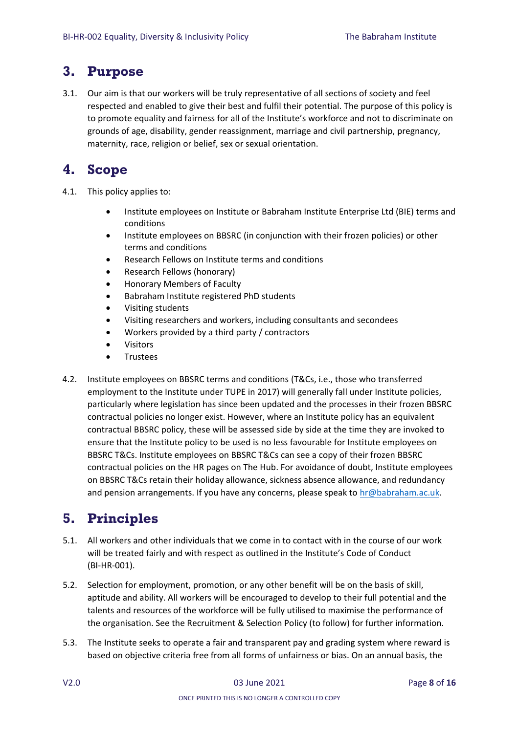## 3. Purpose

3.1. Our aim is that our workers will be truly representative of all sections of society and feel respected and enabled to give their best and fulfil their potential. The purpose of this policy is to promote equality and fairness for all of the Institute's workforce and not to discriminate on grounds of age, disability, gender reassignment, marriage and civil partnership, pregnancy, maternity, race, religion or belief, sex or sexual orientation.

## 4. Scope

4.1. This policy applies to:

- Institute employees on Institute or Babraham Institute Enterprise Ltd (BIE) terms and conditions
- Institute employees on BBSRC (in conjunction with their frozen policies) or other terms and conditions
- Research Fellows on Institute terms and conditions
- Research Fellows (honorary)
- Honorary Members of Faculty
- Babraham Institute registered PhD students
- Visiting students
- Visiting researchers and workers, including consultants and secondees
- Workers provided by a third party / contractors
- Visitors
- Trustees

4.2. Institute employees on BBSRC terms and conditions (T&Cs, i.e., those who transferred employment to the Institute under TUPE in 2017) will generally fall under Institute policies, particularly where legislation has since been updated and the processes in their frozen BBSRC contractual policies no longer exist. However, where an Institute policy has an equivalent contractual BBSRC policy, these will be assessed side by side at the time they are invoked to ensure that the Institute policy to be used is no less favourable for Institute employees on BBSRC T&Cs. Institute employees on BBSRC T&Cs can see a copy of their frozen BBSRC contractual policies on the HR pages on The Hub. For avoidance of doubt, Institute employees on BBSRC T&Cs retain their holiday allowance, sickness absence allowance, and redundancy and pension arrangements. If you have any concerns, please speak to hr@babraham.ac.uk.

## 5. Principles

5.1. All workers and other individuals that we come in to contact with in the course of our work will be treated fairly and with respect as outlined in the Institute's Code of Conduct (BI-HR-001).

5.2. Selection for employment, promotion, or any other benefit will be on the basis of skill, aptitude and ability. All workers will be encouraged to develop to their full potential and the talents and resources of the workforce will be fully utilised to maximise the performance of the organisation. See the Recruitment & Selection Policy (to follow) for further information.

5.3. The Institute seeks to operate a fair and transparent pay and grading system where reward is based on objective criteria free from all forms of unfairness or bias. On an annual basis, the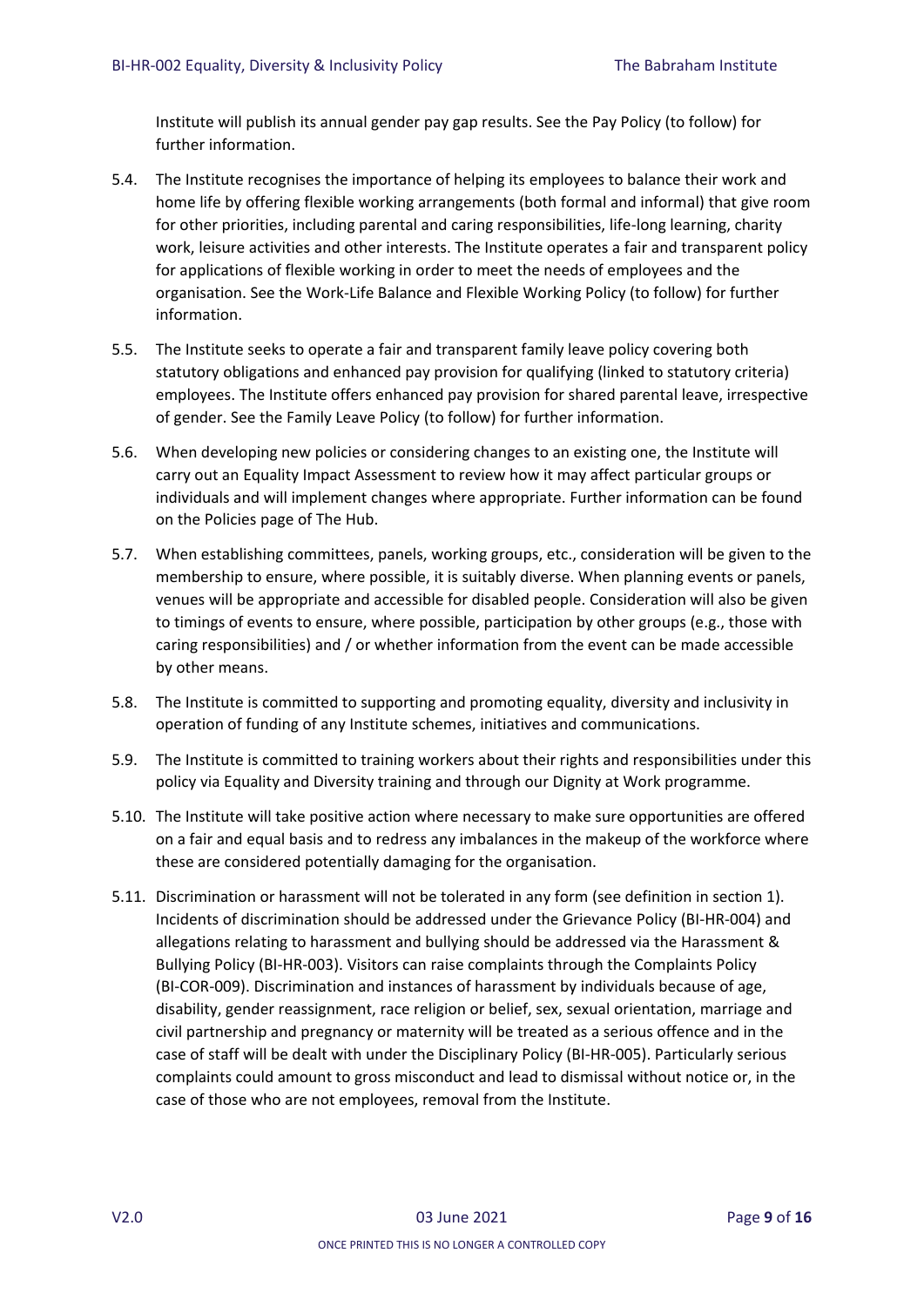Institute will publish its annual gender pay gap results. See the Pay Policy (to follow) for further information.

5.4. The Institute recognises the importance of helping its employees to balance their work and home life by offering flexible working arrangements (both formal and informal) that give room for other priorities, including parental and caring responsibilities, life-long learning, charity work, leisure activities and other interests. The Institute operates a fair and transparent policy for applications of flexible working in order to meet the needs of employees and the organisation. See the Work-Life Balance and Flexible Working Policy (to follow) for further information.

5.5. The Institute seeks to operate a fair and transparent family leave policy covering both statutory obligations and enhanced pay provision for qualifying (linked to statutory criteria) employees. The Institute offers enhanced pay provision for shared parental leave, irrespective of gender. See the Family Leave Policy (to follow) for further information.

5.6. When developing new policies or considering changes to an existing one, the Institute will carry out an Equality Impact Assessment to review how it may affect particular groups or individuals and will implement changes where appropriate. Further information can be found on the Policies page of The Hub.

5.7. When establishing committees, panels, working groups, etc., consideration will be given to the membership to ensure, where possible, it is suitably diverse. When planning events or panels, venues will be appropriate and accessible for disabled people. Consideration will also be given to timings of events to ensure, where possible, participation by other groups (e.g., those with caring responsibilities) and / or whether information from the event can be made accessible by other means.

5.8. The Institute is committed to supporting and promoting equality, diversity and inclusivity in operation of funding of any Institute schemes, initiatives and communications.

5.9. The Institute is committed to training workers about their rights and responsibilities under this policy via Equality and Diversity training and through our Dignity at Work programme.

5.10. The Institute will take positive action where necessary to make sure opportunities are offered on a fair and equal basis and to redress any imbalances in the makeup of the workforce where these are considered potentially damaging for the organisation.

5.11. Discrimination or harassment will not be tolerated in any form (see definition in section 1). Incidents of discrimination should be addressed under the Grievance Policy (BI-HR-004) and allegations relating to harassment and bullying should be addressed via the Harassment & Bullying Policy (BI-HR-003). Visitors can raise complaints through the Complaints Policy (BI-COR-009). Discrimination and instances of harassment by individuals because of age, disability, gender reassignment, race religion or belief, sex, sexual orientation, marriage and civil partnership and pregnancy or maternity will be treated as a serious offence and in the case of staff will be dealt with under the Disciplinary Policy (BI-HR-005). Particularly serious complaints could amount to gross misconduct and lead to dismissal without notice or, in the case of those who are not employees, removal from the Institute.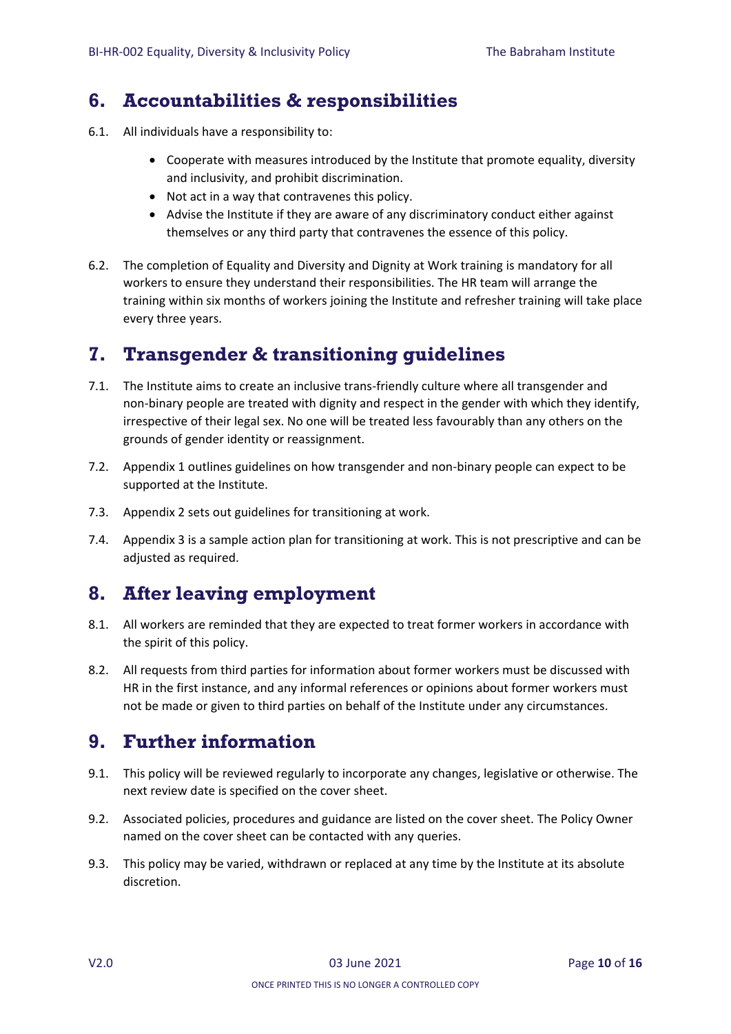## 6. Accountabilities & responsibilities

6.1. All individuals have a responsibility to:

- Cooperate with measures introduced by the Institute that promote equality, diversity and inclusivity, and prohibit discrimination.
- Not act in a way that contravenes this policy.
- Advise the Institute if they are aware of any discriminatory conduct either against themselves or any third party that contravenes the essence of this policy.

6.2. The completion of Equality and Diversity and Dignity at Work training is mandatory for all workers to ensure they understand their responsibilities. The HR team will arrange the training within six months of workers joining the Institute and refresher training will take place every three years.

## 7. Transgender & transitioning guidelines

7.1. The Institute aims to create an inclusive trans-friendly culture where all transgender and non-binary people are treated with dignity and respect in the gender with which they identify, irrespective of their legal sex. No one will be treated less favourably than any others on the grounds of gender identity or reassignment.

7.2. Appendix 1 outlines guidelines on how transgender and non-binary people can expect to be supported at the Institute.

7.3. Appendix 2 sets out guidelines for transitioning at work.

7.4. Appendix 3 is a sample action plan for transitioning at work. This is not prescriptive and can be adjusted as required.

## 8. After leaving employment

8.1. All workers are reminded that they are expected to treat former workers in accordance with the spirit of this policy.

8.2. All requests from third parties for information about former workers must be discussed with HR in the first instance, and any informal references or opinions about former workers must not be made or given to third parties on behalf of the Institute under any circumstances.

## 9. Further information

9.1. This policy will be reviewed regularly to incorporate any changes, legislative or otherwise. The next review date is specified on the cover sheet.

9.2. Associated policies, procedures and guidance are listed on the cover sheet. The Policy Owner named on the cover sheet can be contacted with any queries.

9.3. This policy may be varied, withdrawn or replaced at any time by the Institute at its absolute discretion.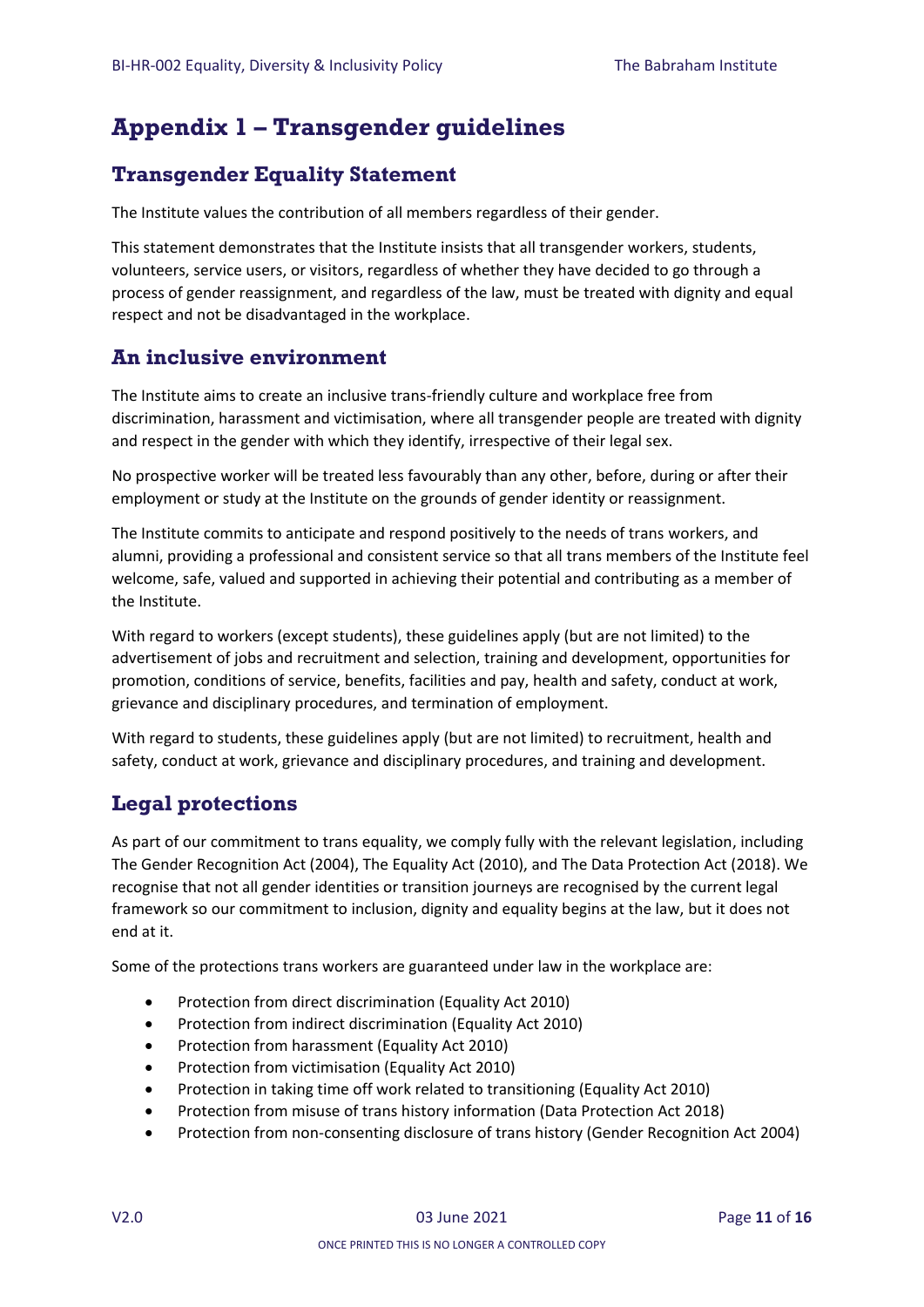# Appendix 1 – Transgender guidelines

## Transgender Equality Statement

The Institute values the contribution of all members regardless of their gender.

This statement demonstrates that the Institute insists that all transgender workers, students, volunteers, service users, or visitors, regardless of whether they have decided to go through a process of gender reassignment, and regardless of the law, must be treated with dignity and equal respect and not be disadvantaged in the workplace.

## An inclusive environment

The Institute aims to create an inclusive trans-friendly culture and workplace free from discrimination, harassment and victimisation, where all transgender people are treated with dignity and respect in the gender with which they identify, irrespective of their legal sex.

No prospective worker will be treated less favourably than any other, before, during or after their employment or study at the Institute on the grounds of gender identity or reassignment.

The Institute commits to anticipate and respond positively to the needs of trans workers, and alumni, providing a professional and consistent service so that all trans members of the Institute feel welcome, safe, valued and supported in achieving their potential and contributing as a member of the Institute.

With regard to workers (except students), these guidelines apply (but are not limited) to the advertisement of jobs and recruitment and selection, training and development, opportunities for promotion, conditions of service, benefits, facilities and pay, health and safety, conduct at work, grievance and disciplinary procedures, and termination of employment.

With regard to students, these guidelines apply (but are not limited) to recruitment, health and safety, conduct at work, grievance and disciplinary procedures, and training and development.

## Legal protections

As part of our commitment to trans equality, we comply fully with the relevant legislation, including The Gender Recognition Act (2004), The Equality Act (2010), and The Data Protection Act (2018). We recognise that not all gender identities or transition journeys are recognised by the current legal framework so our commitment to inclusion, dignity and equality begins at the law, but it does not end at it.

Some of the protections trans workers are guaranteed under law in the workplace are:

- Protection from direct discrimination (Equality Act 2010)
- Protection from indirect discrimination (Equality Act 2010)
- Protection from harassment (Equality Act 2010)
- Protection from victimisation (Equality Act 2010)
- Protection in taking time off work related to transitioning (Equality Act 2010)
- Protection from misuse of trans history information (Data Protection Act 2018)
- Protection from non-consenting disclosure of trans history (Gender Recognition Act 2004)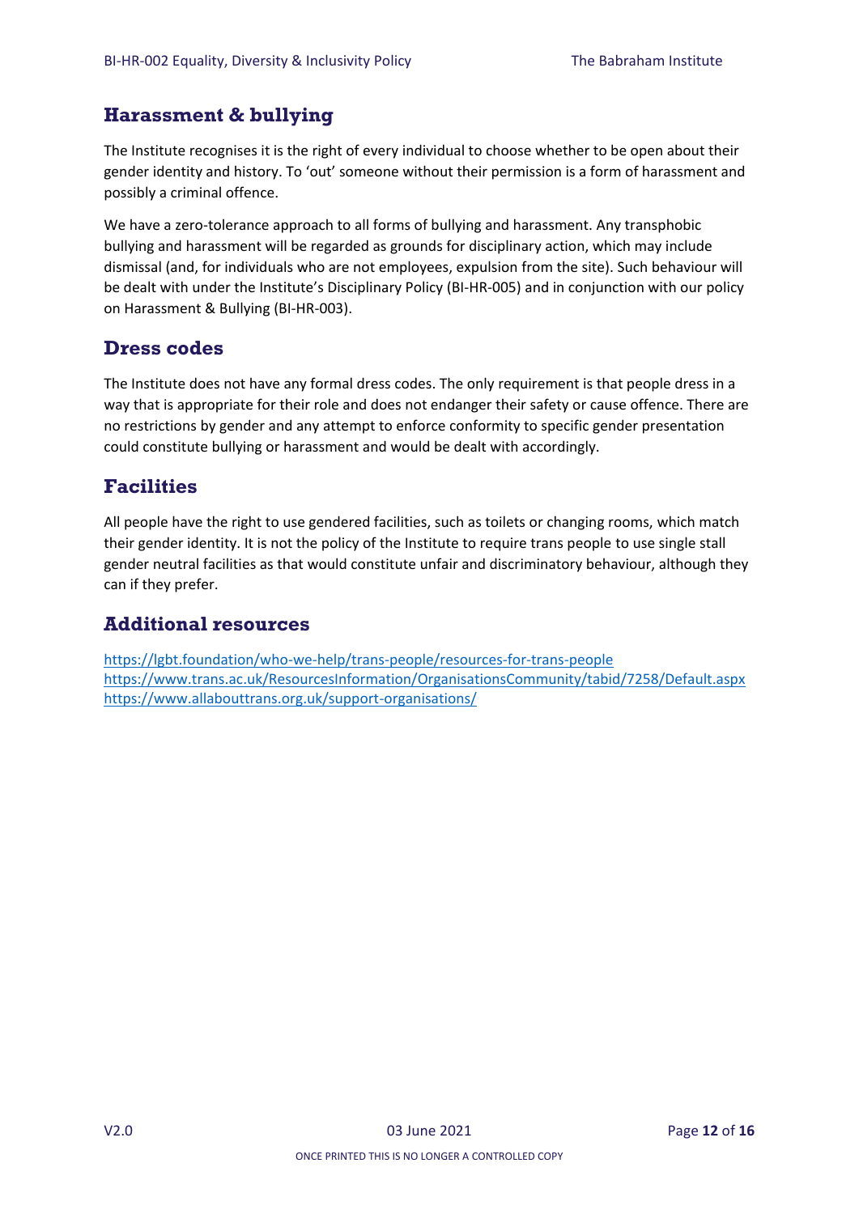## Harassment & bullying

The Institute recognises it is the right of every individual to choose whether to be open about their gender identity and history. To 'out' someone without their permission is a form of harassment and possibly a criminal offence.

We have a zero-tolerance approach to all forms of bullying and harassment. Any transphobic bullying and harassment will be regarded as grounds for disciplinary action, which may include dismissal (and, for individuals who are not employees, expulsion from the site). Such behaviour will be dealt with under the Institute's Disciplinary Policy (BI-HR-005) and in conjunction with our policy on Harassment & Bullying (BI-HR-003).

## Dress codes

The Institute does not have any formal dress codes. The only requirement is that people dress in a way that is appropriate for their role and does not endanger their safety or cause offence. There are no restrictions by gender and any attempt to enforce conformity to specific gender presentation could constitute bullying or harassment and would be dealt with accordingly.

## Facilities

All people have the right to use gendered facilities, such as toilets or changing rooms, which match their gender identity. It is not the policy of the Institute to require trans people to use single stall gender neutral facilities as that would constitute unfair and discriminatory behaviour, although they can if they prefer.

## Additional resources

https://lgbt.foundation/who-we-help/trans-people/resources-for-trans-people
https://www.trans.ac.uk/ResourcesInformation/OrganisationsCommunity/tabid/7258/Default.aspx
https://www.allabouttrans.org.uk/support-organisations/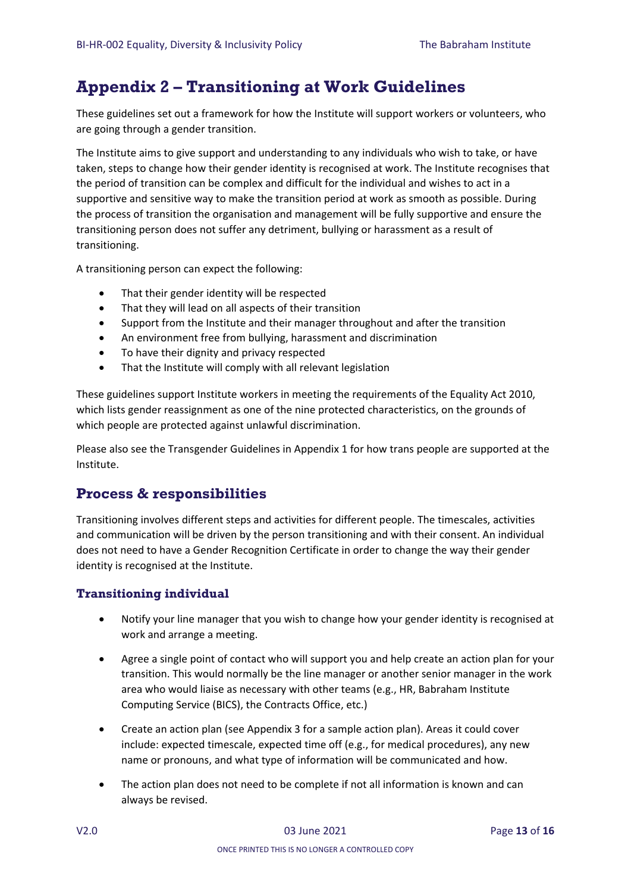# Appendix 2 – Transitioning at Work Guidelines

These guidelines set out a framework for how the Institute will support workers or volunteers, who are going through a gender transition.

The Institute aims to give support and understanding to any individuals who wish to take, or have taken, steps to change how their gender identity is recognised at work. The Institute recognises that the period of transition can be complex and difficult for the individual and wishes to act in a supportive and sensitive way to make the transition period at work as smooth as possible. During the process of transition the organisation and management will be fully supportive and ensure the transitioning person does not suffer any detriment, bullying or harassment as a result of transitioning.

A transitioning person can expect the following:

- That their gender identity will be respected
- That they will lead on all aspects of their transition
- Support from the Institute and their manager throughout and after the transition
- An environment free from bullying, harassment and discrimination
- To have their dignity and privacy respected
- That the Institute will comply with all relevant legislation

These guidelines support Institute workers in meeting the requirements of the Equality Act 2010, which lists gender reassignment as one of the nine protected characteristics, on the grounds of which people are protected against unlawful discrimination.

Please also see the Transgender Guidelines in Appendix 1 for how trans people are supported at the Institute.

## Process & responsibilities

Transitioning involves different steps and activities for different people. The timescales, activities and communication will be driven by the person transitioning and with their consent. An individual does not need to have a Gender Recognition Certificate in order to change the way their gender identity is recognised at the Institute.

### Transitioning individual

- Notify your line manager that you wish to change how your gender identity is recognised at work and arrange a meeting.
- Agree a single point of contact who will support you and help create an action plan for your transition. This would normally be the line manager or another senior manager in the work area who would liaise as necessary with other teams (e.g., HR, Babraham Institute Computing Service (BICS), the Contracts Office, etc.)
- Create an action plan (see Appendix 3 for a sample action plan). Areas it could cover include: expected timescale, expected time off (e.g., for medical procedures), any new name or pronouns, and what type of information will be communicated and how.
- The action plan does not need to be complete if not all information is known and can always be revised.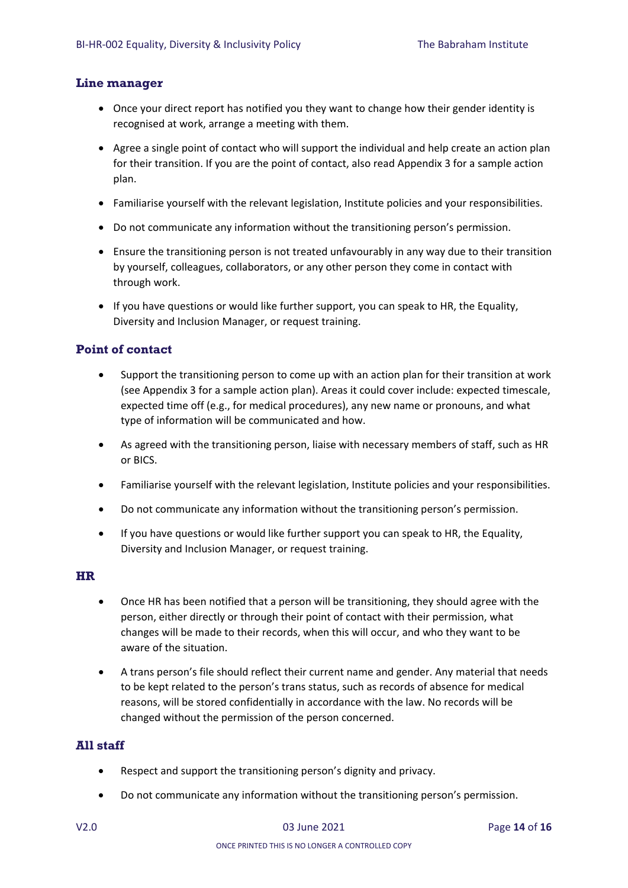### Line manager

- Once your direct report has notified you they want to change how their gender identity is recognised at work, arrange a meeting with them.
- Agree a single point of contact who will support the individual and help create an action plan for their transition. If you are the point of contact, also read Appendix 3 for a sample action plan.
- Familiarise yourself with the relevant legislation, Institute policies and your responsibilities.
- Do not communicate any information without the transitioning person's permission.
- Ensure the transitioning person is not treated unfavourably in any way due to their transition by yourself, colleagues, collaborators, or any other person they come in contact with through work.
- If you have questions or would like further support, you can speak to HR, the Equality, Diversity and Inclusion Manager, or request training.

### Point of contact

- Support the transitioning person to come up with an action plan for their transition at work (see Appendix 3 for a sample action plan). Areas it could cover include: expected timescale, expected time off (e.g., for medical procedures), any new name or pronouns, and what type of information will be communicated and how.
- As agreed with the transitioning person, liaise with necessary members of staff, such as HR or BICS.
- Familiarise yourself with the relevant legislation, Institute policies and your responsibilities.
- Do not communicate any information without the transitioning person's permission.
- If you have questions or would like further support you can speak to HR, the Equality, Diversity and Inclusion Manager, or request training.

### HR

- Once HR has been notified that a person will be transitioning, they should agree with the person, either directly or through their point of contact with their permission, what changes will be made to their records, when this will occur, and who they want to be aware of the situation.
- A trans person's file should reflect their current name and gender. Any material that needs to be kept related to the person's trans status, such as records of absence for medical reasons, will be stored confidentially in accordance with the law. No records will be changed without the permission of the person concerned.

### All staff

- Respect and support the transitioning person's dignity and privacy.
- Do not communicate any information without the transitioning person's permission.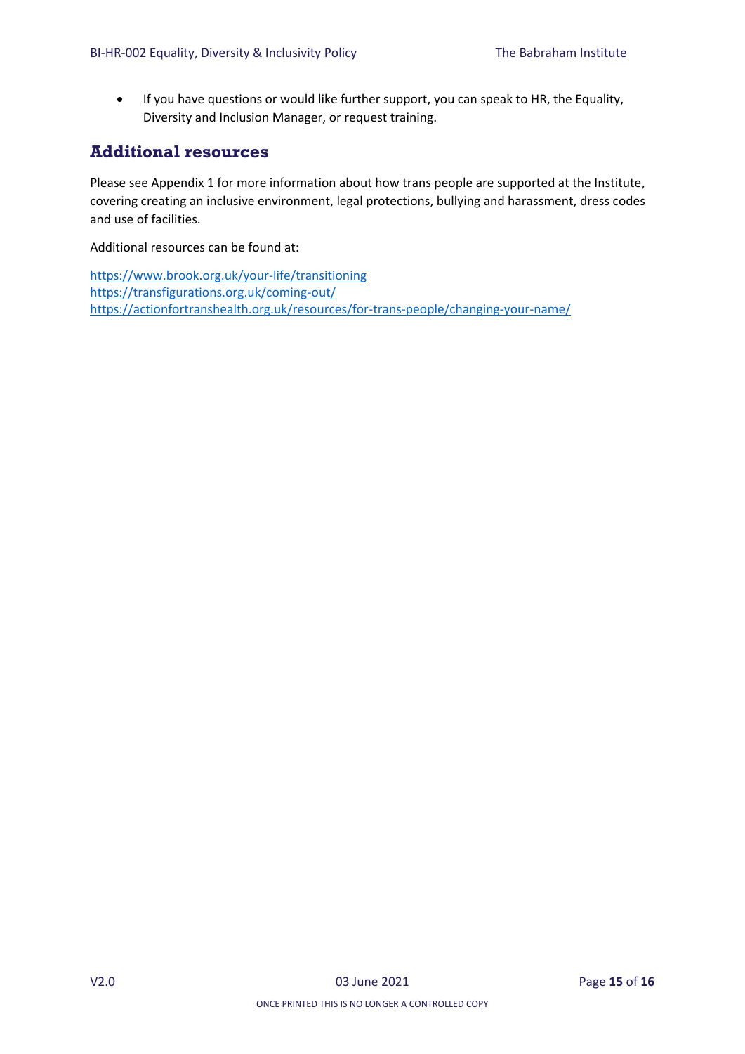- If you have questions or would like further support, you can speak to HR, the Equality, Diversity and Inclusion Manager, or request training.

## Additional resources

Please see Appendix 1 for more information about how trans people are supported at the Institute, covering creating an inclusive environment, legal protections, bullying and harassment, dress codes and use of facilities.

Additional resources can be found at:

https://www.brook.org.uk/your-life/transitioning
https://transfigurations.org.uk/coming-out/
https://actionfortranshealth.org.uk/resources/for-trans-people/changing-your-name/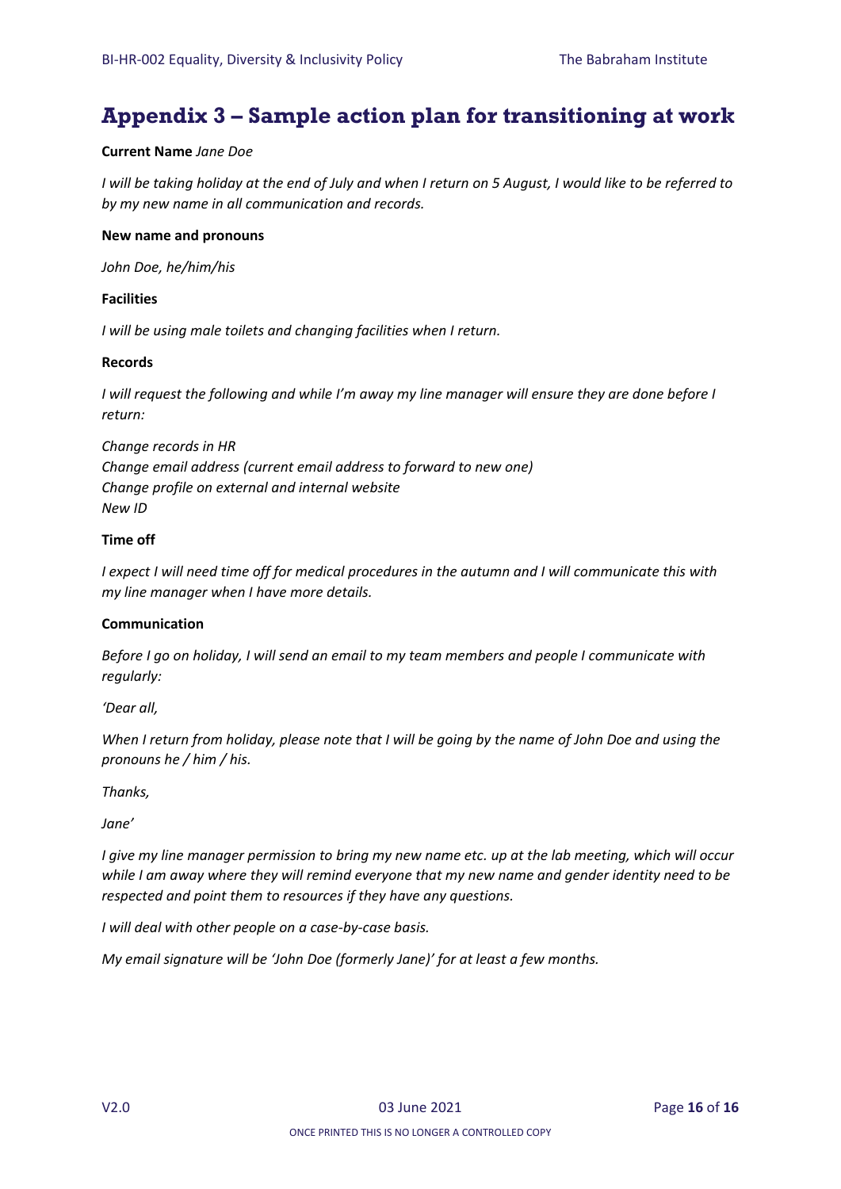# Appendix 3 – Sample action plan for transitioning at work

**Current Name** *Jane Doe*

*I will be taking holiday at the end of July and when I return on 5 August, I would like to be referred to by my new name in all communication and records.*

**New name and pronouns**

*John Doe, he/him/his*

**Facilities**

*I will be using male toilets and changing facilities when I return.*

**Records**

*I will request the following and while I'm away my line manager will ensure they are done before I return:*

*Change records in HR*
*Change email address (current email address to forward to new one)*
*Change profile on external and internal website*
*New ID*

**Time off**

*I expect I will need time off for medical procedures in the autumn and I will communicate this with my line manager when I have more details.*

**Communication**

*Before I go on holiday, I will send an email to my team members and people I communicate with regularly:*

*'Dear all,*

*When I return from holiday, please note that I will be going by the name of John Doe and using the pronouns he / him / his.*

*Thanks,*

*Jane'*

*I give my line manager permission to bring my new name etc. up at the lab meeting, which will occur while I am away where they will remind everyone that my new name and gender identity need to be respected and point them to resources if they have any questions.*

*I will deal with other people on a case-by-case basis.*

*My email signature will be 'John Doe (formerly Jane)' for at least a few months.*